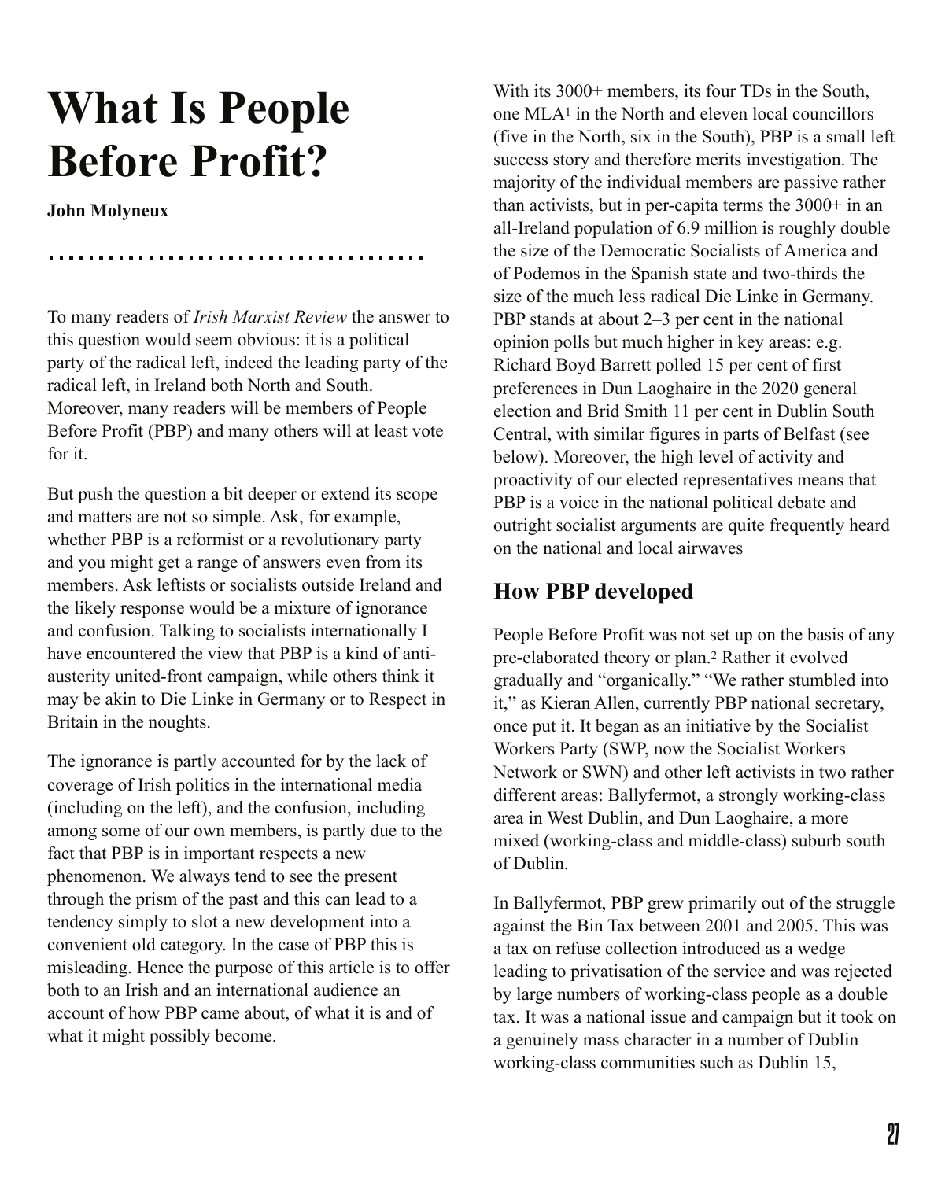# What Is People Before Profit?

**John Molyneux**

To many readers of *Irish Marxist Review* the answer to this question would seem obvious: it is a political party of the radical left, indeed the leading party of the radical left, in Ireland both North and South. Moreover, many readers will be members of People Before Profit (PBP) and many others will at least vote for it.

But push the question a bit deeper or extend its scope and matters are not so simple. Ask, for example, whether PBP is a reformist or a revolutionary party and you might get a range of answers even from its members. Ask leftists or socialists outside Ireland and the likely response would be a mixture of ignorance and confusion. Talking to socialists internationally I have encountered the view that PBP is a kind of anti-austerity united-front campaign, while others think it may be akin to Die Linke in Germany or to Respect in Britain in the noughts.

The ignorance is partly accounted for by the lack of coverage of Irish politics in the international media (including on the left), and the confusion, including among some of our own members, is partly due to the fact that PBP is in important respects a new phenomenon. We always tend to see the present through the prism of the past and this can lead to a tendency simply to slot a new development into a convenient old category. In the case of PBP this is misleading. Hence the purpose of this article is to offer both to an Irish and an international audience an account of how PBP came about, of what it is and of what it might possibly become.

With its 3000+ members, its four TDs in the South, one MLA[1] in the North and eleven local councillors (five in the North, six in the South), PBP is a small left success story and therefore merits investigation. The majority of the individual members are passive rather than activists, but in per-capita terms the 3000+ in an all-Ireland population of 6.9 million is roughly double the size of the Democratic Socialists of America and of Podemos in the Spanish state and two-thirds the size of the much less radical Die Linke in Germany. PBP stands at about 2–3 per cent in the national opinion polls but much higher in key areas: e.g. Richard Boyd Barrett polled 15 per cent of first preferences in Dun Laoghaire in the 2020 general election and Brid Smith 11 per cent in Dublin South Central, with similar figures in parts of Belfast (see below). Moreover, the high level of activity and proactivity of our elected representatives means that PBP is a voice in the national political debate and outright socialist arguments are quite frequently heard on the national and local airwaves

## How PBP developed

People Before Profit was not set up on the basis of any pre-elaborated theory or plan.[2] Rather it evolved gradually and "organically." "We rather stumbled into it," as Kieran Allen, currently PBP national secretary, once put it. It began as an initiative by the Socialist Workers Party (SWP, now the Socialist Workers Network or SWN) and other left activists in two rather different areas: Ballyfermot, a strongly working-class area in West Dublin, and Dun Laoghaire, a more mixed (working-class and middle-class) suburb south of Dublin.

In Ballyfermot, PBP grew primarily out of the struggle against the Bin Tax between 2001 and 2005. This was a tax on refuse collection introduced as a wedge leading to privatisation of the service and was rejected by large numbers of working-class people as a double tax. It was a national issue and campaign but it took on a genuinely mass character in a number of Dublin working-class communities such as Dublin 15,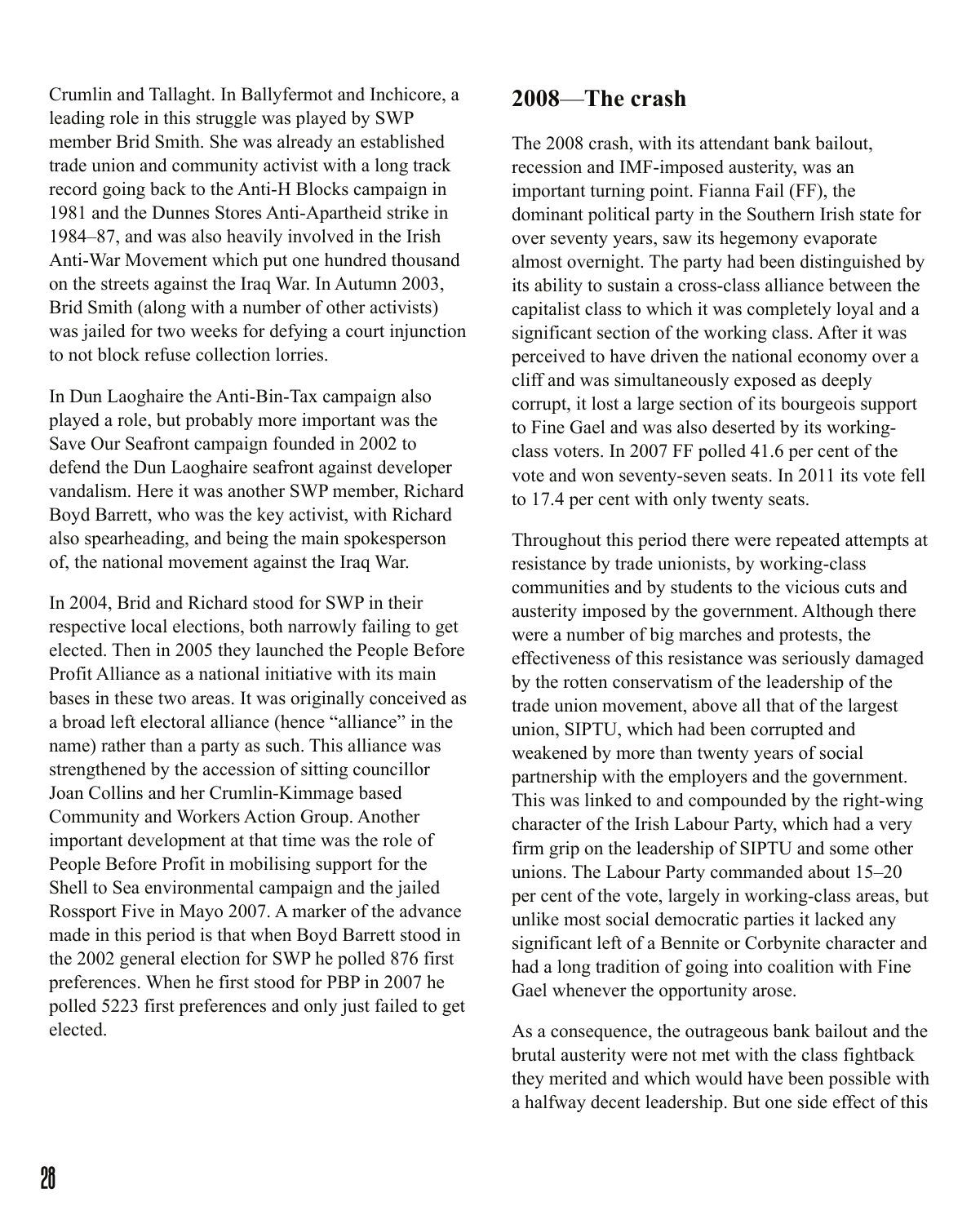Crumlin and Tallaght. In Ballyfermot and Inchicore, a leading role in this struggle was played by SWP member Brid Smith. She was already an established trade union and community activist with a long track record going back to the Anti-H Blocks campaign in 1981 and the Dunnes Stores Anti-Apartheid strike in 1984–87, and was also heavily involved in the Irish Anti-War Movement which put one hundred thousand on the streets against the Iraq War. In Autumn 2003, Brid Smith (along with a number of other activists) was jailed for two weeks for defying a court injunction to not block refuse collection lorries.

In Dun Laoghaire the Anti-Bin-Tax campaign also played a role, but probably more important was the Save Our Seafront campaign founded in 2002 to defend the Dun Laoghaire seafront against developer vandalism. Here it was another SWP member, Richard Boyd Barrett, who was the key activist, with Richard also spearheading, and being the main spokesperson of, the national movement against the Iraq War.

In 2004, Brid and Richard stood for SWP in their respective local elections, both narrowly failing to get elected. Then in 2005 they launched the People Before Profit Alliance as a national initiative with its main bases in these two areas. It was originally conceived as a broad left electoral alliance (hence "alliance" in the name) rather than a party as such. This alliance was strengthened by the accession of sitting councillor Joan Collins and her Crumlin-Kimmage based Community and Workers Action Group. Another important development at that time was the role of People Before Profit in mobilising support for the Shell to Sea environmental campaign and the jailed Rossport Five in Mayo 2007. A marker of the advance made in this period is that when Boyd Barrett stood in the 2002 general election for SWP he polled 876 first preferences. When he first stood for PBP in 2007 he polled 5223 first preferences and only just failed to get elected.

## 2008—The crash

The 2008 crash, with its attendant bank bailout, recession and IMF-imposed austerity, was an important turning point. Fianna Fail (FF), the dominant political party in the Southern Irish state for over seventy years, saw its hegemony evaporate almost overnight. The party had been distinguished by its ability to sustain a cross-class alliance between the capitalist class to which it was completely loyal and a significant section of the working class. After it was perceived to have driven the national economy over a cliff and was simultaneously exposed as deeply corrupt, it lost a large section of its bourgeois support to Fine Gael and was also deserted by its working-class voters. In 2007 FF polled 41.6 per cent of the vote and won seventy-seven seats. In 2011 its vote fell to 17.4 per cent with only twenty seats.

Throughout this period there were repeated attempts at resistance by trade unionists, by working-class communities and by students to the vicious cuts and austerity imposed by the government. Although there were a number of big marches and protests, the effectiveness of this resistance was seriously damaged by the rotten conservatism of the leadership of the trade union movement, above all that of the largest union, SIPTU, which had been corrupted and weakened by more than twenty years of social partnership with the employers and the government. This was linked to and compounded by the right-wing character of the Irish Labour Party, which had a very firm grip on the leadership of SIPTU and some other unions. The Labour Party commanded about 15–20 per cent of the vote, largely in working-class areas, but unlike most social democratic parties it lacked any significant left of a Bennite or Corbynite character and had a long tradition of going into coalition with Fine Gael whenever the opportunity arose.

As a consequence, the outrageous bank bailout and the brutal austerity were not met with the class fightback they merited and which would have been possible with a halfway decent leadership. But one side effect of this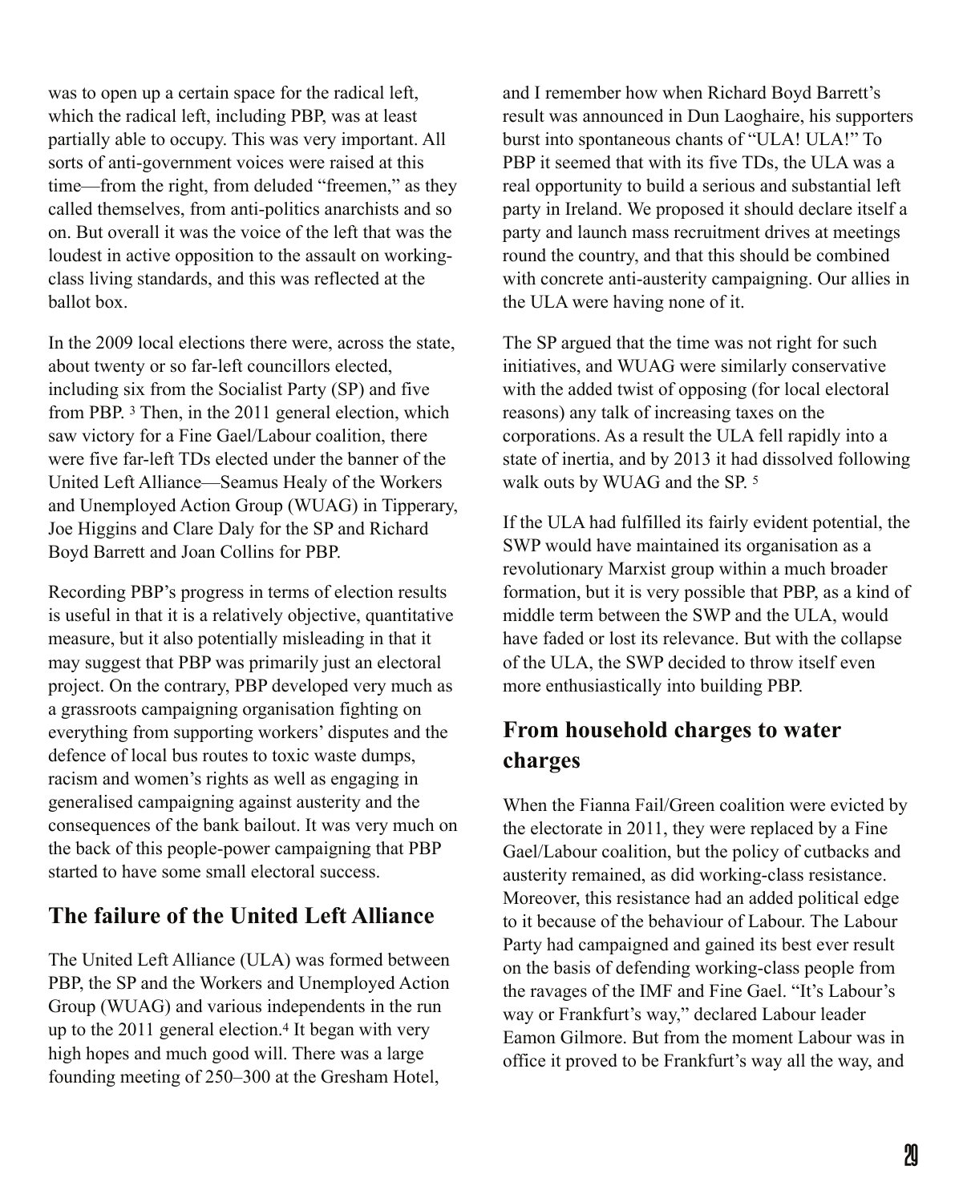was to open up a certain space for the radical left, which the radical left, including PBP, was at least partially able to occupy. This was very important. All sorts of anti-government voices were raised at this time—from the right, from deluded "freemen," as they called themselves, from anti-politics anarchists and so on. But overall it was the voice of the left that was the loudest in active opposition to the assault on working-class living standards, and this was reflected at the ballot box.

In the 2009 local elections there were, across the state, about twenty or so far-left councillors elected, including six from the Socialist Party (SP) and five from PBP. [3] Then, in the 2011 general election, which saw victory for a Fine Gael/Labour coalition, there were five far-left TDs elected under the banner of the United Left Alliance—Seamus Healy of the Workers and Unemployed Action Group (WUAG) in Tipperary, Joe Higgins and Clare Daly for the SP and Richard Boyd Barrett and Joan Collins for PBP.

Recording PBP's progress in terms of election results is useful in that it is a relatively objective, quantitative measure, but it also potentially misleading in that it may suggest that PBP was primarily just an electoral project. On the contrary, PBP developed very much as a grassroots campaigning organisation fighting on everything from supporting workers' disputes and the defence of local bus routes to toxic waste dumps, racism and women's rights as well as engaging in generalised campaigning against austerity and the consequences of the bank bailout. It was very much on the back of this people-power campaigning that PBP started to have some small electoral success.

## The failure of the United Left Alliance

The United Left Alliance (ULA) was formed between PBP, the SP and the Workers and Unemployed Action Group (WUAG) and various independents in the run up to the 2011 general election.[4] It began with very high hopes and much good will. There was a large founding meeting of 250–300 at the Gresham Hotel, and I remember how when Richard Boyd Barrett's result was announced in Dun Laoghaire, his supporters burst into spontaneous chants of "ULA! ULA!" To PBP it seemed that with its five TDs, the ULA was a real opportunity to build a serious and substantial left party in Ireland. We proposed it should declare itself a party and launch mass recruitment drives at meetings round the country, and that this should be combined with concrete anti-austerity campaigning. Our allies in the ULA were having none of it.

The SP argued that the time was not right for such initiatives, and WUAG were similarly conservative with the added twist of opposing (for local electoral reasons) any talk of increasing taxes on the corporations. As a result the ULA fell rapidly into a state of inertia, and by 2013 it had dissolved following walk outs by WUAG and the SP. [5]

If the ULA had fulfilled its fairly evident potential, the SWP would have maintained its organisation as a revolutionary Marxist group within a much broader formation, but it is very possible that PBP, as a kind of middle term between the SWP and the ULA, would have faded or lost its relevance. But with the collapse of the ULA, the SWP decided to throw itself even more enthusiastically into building PBP.

## From household charges to water charges

When the Fianna Fail/Green coalition were evicted by the electorate in 2011, they were replaced by a Fine Gael/Labour coalition, but the policy of cutbacks and austerity remained, as did working-class resistance. Moreover, this resistance had an added political edge to it because of the behaviour of Labour. The Labour Party had campaigned and gained its best ever result on the basis of defending working-class people from the ravages of the IMF and Fine Gael. "It's Labour's way or Frankfurt's way," declared Labour leader Eamon Gilmore. But from the moment Labour was in office it proved to be Frankfurt's way all the way, and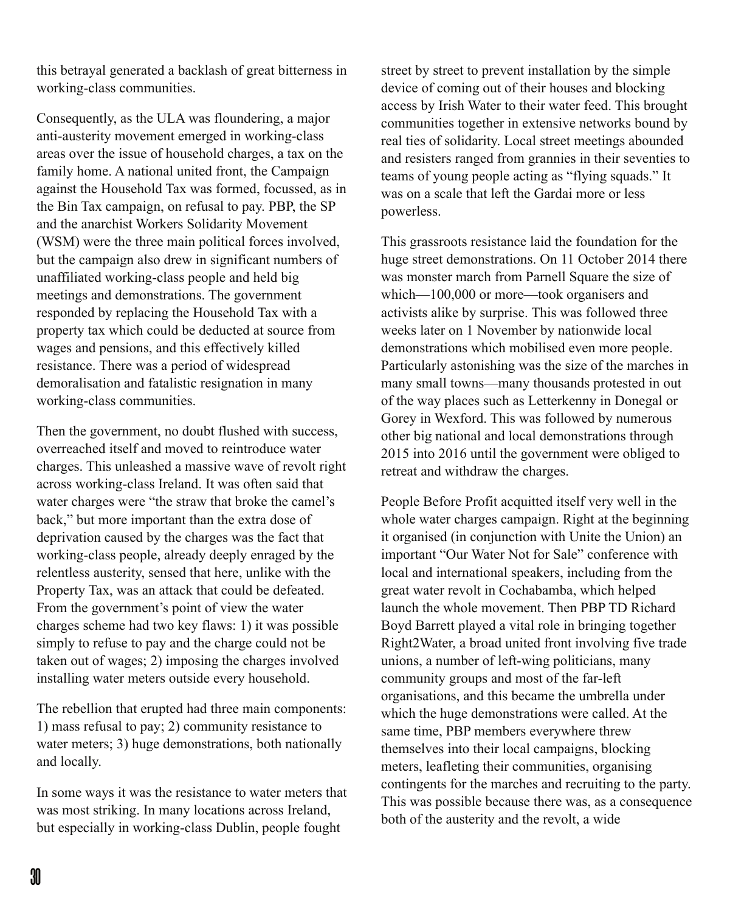this betrayal generated a backlash of great bitterness in working-class communities.

Consequently, as the ULA was floundering, a major anti-austerity movement emerged in working-class areas over the issue of household charges, a tax on the family home. A national united front, the Campaign against the Household Tax was formed, focussed, as in the Bin Tax campaign, on refusal to pay. PBP, the SP and the anarchist Workers Solidarity Movement (WSM) were the three main political forces involved, but the campaign also drew in significant numbers of unaffiliated working-class people and held big meetings and demonstrations. The government responded by replacing the Household Tax with a property tax which could be deducted at source from wages and pensions, and this effectively killed resistance. There was a period of widespread demoralisation and fatalistic resignation in many working-class communities.

Then the government, no doubt flushed with success, overreached itself and moved to reintroduce water charges. This unleashed a massive wave of revolt right across working-class Ireland. It was often said that water charges were "the straw that broke the camel's back," but more important than the extra dose of deprivation caused by the charges was the fact that working-class people, already deeply enraged by the relentless austerity, sensed that here, unlike with the Property Tax, was an attack that could be defeated. From the government's point of view the water charges scheme had two key flaws: 1) it was possible simply to refuse to pay and the charge could not be taken out of wages; 2) imposing the charges involved installing water meters outside every household.

The rebellion that erupted had three main components: 1) mass refusal to pay; 2) community resistance to water meters; 3) huge demonstrations, both nationally and locally.

In some ways it was the resistance to water meters that was most striking. In many locations across Ireland, but especially in working-class Dublin, people fought street by street to prevent installation by the simple device of coming out of their houses and blocking access by Irish Water to their water feed. This brought communities together in extensive networks bound by real ties of solidarity. Local street meetings abounded and resisters ranged from grannies in their seventies to teams of young people acting as "flying squads." It was on a scale that left the Gardai more or less powerless.

This grassroots resistance laid the foundation for the huge street demonstrations. On 11 October 2014 there was monster march from Parnell Square the size of which—100,000 or more—took organisers and activists alike by surprise. This was followed three weeks later on 1 November by nationwide local demonstrations which mobilised even more people. Particularly astonishing was the size of the marches in many small towns—many thousands protested in out of the way places such as Letterkenny in Donegal or Gorey in Wexford. This was followed by numerous other big national and local demonstrations through 2015 into 2016 until the government were obliged to retreat and withdraw the charges.

People Before Profit acquitted itself very well in the whole water charges campaign. Right at the beginning it organised (in conjunction with Unite the Union) an important "Our Water Not for Sale" conference with local and international speakers, including from the great water revolt in Cochabamba, which helped launch the whole movement. Then PBP TD Richard Boyd Barrett played a vital role in bringing together Right2Water, a broad united front involving five trade unions, a number of left-wing politicians, many community groups and most of the far-left organisations, and this became the umbrella under which the huge demonstrations were called. At the same time, PBP members everywhere threw themselves into their local campaigns, blocking meters, leafleting their communities, organising contingents for the marches and recruiting to the party. This was possible because there was, as a consequence both of the austerity and the revolt, a wide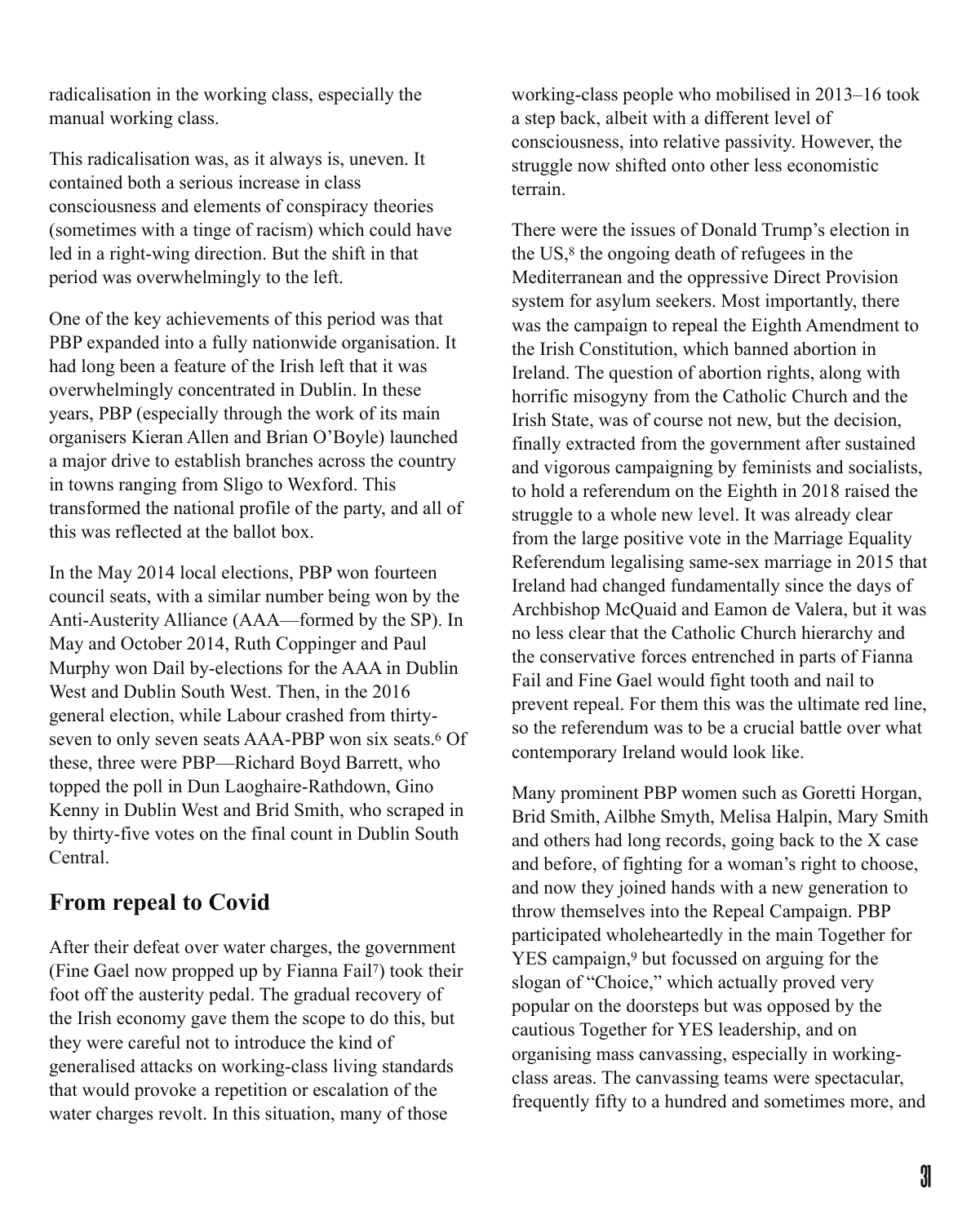radicalisation in the working class, especially the manual working class.

This radicalisation was, as it always is, uneven. It contained both a serious increase in class consciousness and elements of conspiracy theories (sometimes with a tinge of racism) which could have led in a right-wing direction. But the shift in that period was overwhelmingly to the left.

One of the key achievements of this period was that PBP expanded into a fully nationwide organisation. It had long been a feature of the Irish left that it was overwhelmingly concentrated in Dublin. In these years, PBP (especially through the work of its main organisers Kieran Allen and Brian O'Boyle) launched a major drive to establish branches across the country in towns ranging from Sligo to Wexford. This transformed the national profile of the party, and all of this was reflected at the ballot box.

In the May 2014 local elections, PBP won fourteen council seats, with a similar number being won by the Anti-Austerity Alliance (AAA—formed by the SP). In May and October 2014, Ruth Coppinger and Paul Murphy won Dail by-elections for the AAA in Dublin West and Dublin South West. Then, in the 2016 general election, while Labour crashed from thirty-seven to only seven seats AAA-PBP won six seats.[6] Of these, three were PBP—Richard Boyd Barrett, who topped the poll in Dun Laoghaire-Rathdown, Gino Kenny in Dublin West and Brid Smith, who scraped in by thirty-five votes on the final count in Dublin South Central.

## From repeal to Covid

After their defeat over water charges, the government (Fine Gael now propped up by Fianna Fail[7]) took their foot off the austerity pedal. The gradual recovery of the Irish economy gave them the scope to do this, but they were careful not to introduce the kind of generalised attacks on working-class living standards that would provoke a repetition or escalation of the water charges revolt. In this situation, many of those working-class people who mobilised in 2013–16 took a step back, albeit with a different level of consciousness, into relative passivity. However, the struggle now shifted onto other less economistic terrain.

There were the issues of Donald Trump's election in the US,[8] the ongoing death of refugees in the Mediterranean and the oppressive Direct Provision system for asylum seekers. Most importantly, there was the campaign to repeal the Eighth Amendment to the Irish Constitution, which banned abortion in Ireland. The question of abortion rights, along with horrific misogyny from the Catholic Church and the Irish State, was of course not new, but the decision, finally extracted from the government after sustained and vigorous campaigning by feminists and socialists, to hold a referendum on the Eighth in 2018 raised the struggle to a whole new level. It was already clear from the large positive vote in the Marriage Equality Referendum legalising same-sex marriage in 2015 that Ireland had changed fundamentally since the days of Archbishop McQuaid and Eamon de Valera, but it was no less clear that the Catholic Church hierarchy and the conservative forces entrenched in parts of Fianna Fail and Fine Gael would fight tooth and nail to prevent repeal. For them this was the ultimate red line, so the referendum was to be a crucial battle over what contemporary Ireland would look like.

Many prominent PBP women such as Goretti Horgan, Brid Smith, Ailbhe Smyth, Melisa Halpin, Mary Smith and others had long records, going back to the X case and before, of fighting for a woman's right to choose, and now they joined hands with a new generation to throw themselves into the Repeal Campaign. PBP participated wholeheartedly in the main Together for YES campaign,[9] but focussed on arguing for the slogan of "Choice," which actually proved very popular on the doorsteps but was opposed by the cautious Together for YES leadership, and on organising mass canvassing, especially in working-class areas. The canvassing teams were spectacular, frequently fifty to a hundred and sometimes more, and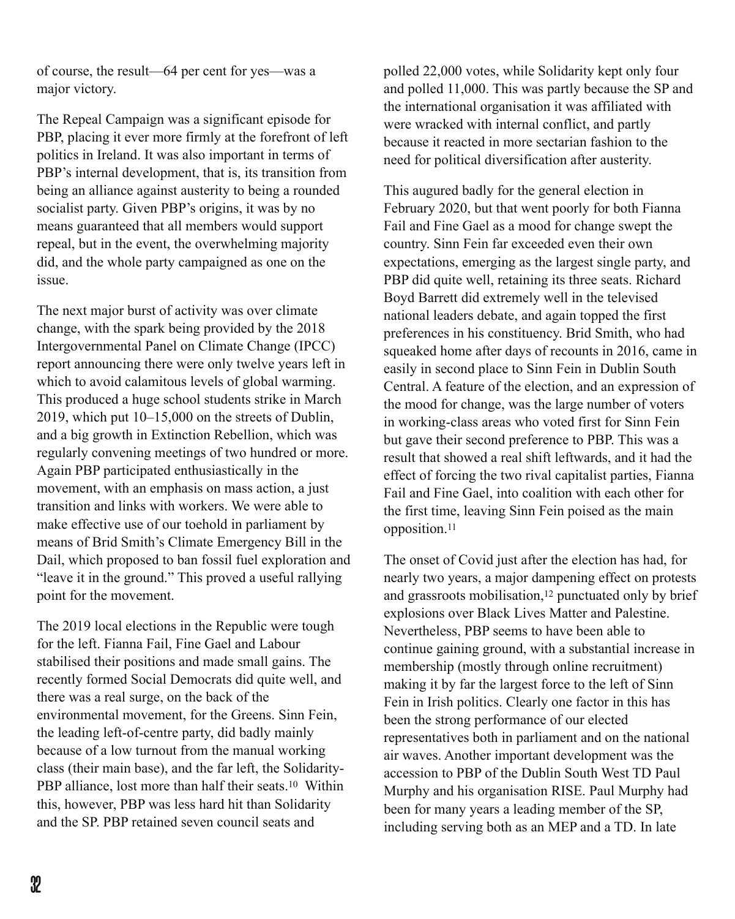of course, the result—64 per cent for yes—was a major victory.

The Repeal Campaign was a significant episode for PBP, placing it ever more firmly at the forefront of left politics in Ireland. It was also important in terms of PBP's internal development, that is, its transition from being an alliance against austerity to being a rounded socialist party. Given PBP's origins, it was by no means guaranteed that all members would support repeal, but in the event, the overwhelming majority did, and the whole party campaigned as one on the issue.

The next major burst of activity was over climate change, with the spark being provided by the 2018 Intergovernmental Panel on Climate Change (IPCC) report announcing there were only twelve years left in which to avoid calamitous levels of global warming. This produced a huge school students strike in March 2019, which put 10–15,000 on the streets of Dublin, and a big growth in Extinction Rebellion, which was regularly convening meetings of two hundred or more. Again PBP participated enthusiastically in the movement, with an emphasis on mass action, a just transition and links with workers. We were able to make effective use of our toehold in parliament by means of Brid Smith's Climate Emergency Bill in the Dail, which proposed to ban fossil fuel exploration and "leave it in the ground." This proved a useful rallying point for the movement.

The 2019 local elections in the Republic were tough for the left. Fianna Fail, Fine Gael and Labour stabilised their positions and made small gains. The recently formed Social Democrats did quite well, and there was a real surge, on the back of the environmental movement, for the Greens. Sinn Fein, the leading left-of-centre party, did badly mainly because of a low turnout from the manual working class (their main base), and the far left, the Solidarity-PBP alliance, lost more than half their seats.[10] Within this, however, PBP was less hard hit than Solidarity and the SP. PBP retained seven council seats and polled 22,000 votes, while Solidarity kept only four and polled 11,000. This was partly because the SP and the international organisation it was affiliated with were wracked with internal conflict, and partly because it reacted in more sectarian fashion to the need for political diversification after austerity.

This augured badly for the general election in February 2020, but that went poorly for both Fianna Fail and Fine Gael as a mood for change swept the country. Sinn Fein far exceeded even their own expectations, emerging as the largest single party, and PBP did quite well, retaining its three seats. Richard Boyd Barrett did extremely well in the televised national leaders debate, and again topped the first preferences in his constituency. Brid Smith, who had squeaked home after days of recounts in 2016, came in easily in second place to Sinn Fein in Dublin South Central. A feature of the election, and an expression of the mood for change, was the large number of voters in working-class areas who voted first for Sinn Fein but gave their second preference to PBP. This was a result that showed a real shift leftwards, and it had the effect of forcing the two rival capitalist parties, Fianna Fail and Fine Gael, into coalition with each other for the first time, leaving Sinn Fein poised as the main opposition.[11]

The onset of Covid just after the election has had, for nearly two years, a major dampening effect on protests and grassroots mobilisation,[12] punctuated only by brief explosions over Black Lives Matter and Palestine. Nevertheless, PBP seems to have been able to continue gaining ground, with a substantial increase in membership (mostly through online recruitment) making it by far the largest force to the left of Sinn Fein in Irish politics. Clearly one factor in this has been the strong performance of our elected representatives both in parliament and on the national air waves. Another important development was the accession to PBP of the Dublin South West TD Paul Murphy and his organisation RISE. Paul Murphy had been for many years a leading member of the SP, including serving both as an MEP and a TD. In late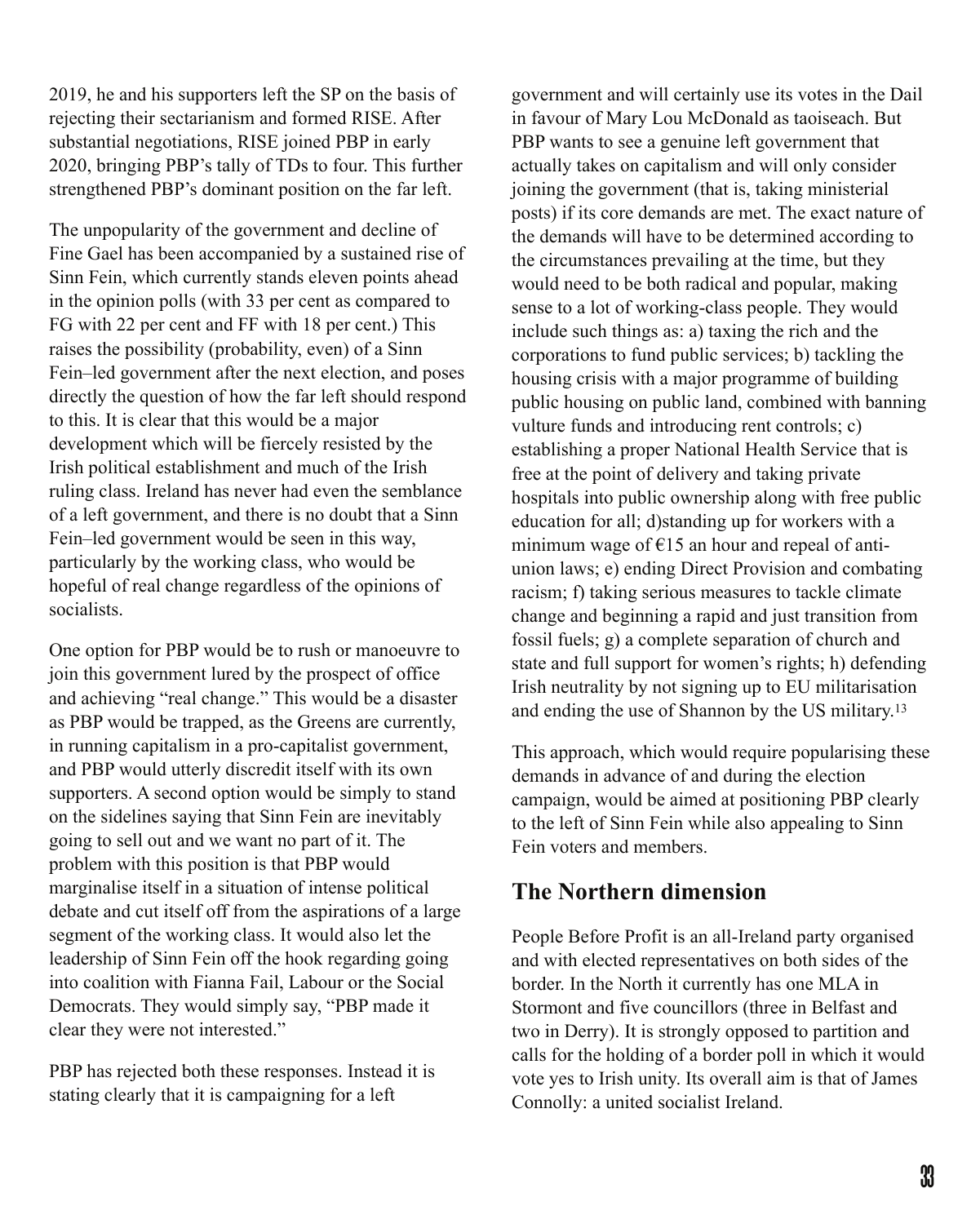2019, he and his supporters left the SP on the basis of rejecting their sectarianism and formed RISE. After substantial negotiations, RISE joined PBP in early 2020, bringing PBP's tally of TDs to four. This further strengthened PBP's dominant position on the far left.

The unpopularity of the government and decline of Fine Gael has been accompanied by a sustained rise of Sinn Fein, which currently stands eleven points ahead in the opinion polls (with 33 per cent as compared to FG with 22 per cent and FF with 18 per cent.) This raises the possibility (probability, even) of a Sinn Fein–led government after the next election, and poses directly the question of how the far left should respond to this. It is clear that this would be a major development which will be fiercely resisted by the Irish political establishment and much of the Irish ruling class. Ireland has never had even the semblance of a left government, and there is no doubt that a Sinn Fein–led government would be seen in this way, particularly by the working class, who would be hopeful of real change regardless of the opinions of socialists.

One option for PBP would be to rush or manoeuvre to join this government lured by the prospect of office and achieving "real change." This would be a disaster as PBP would be trapped, as the Greens are currently, in running capitalism in a pro-capitalist government, and PBP would utterly discredit itself with its own supporters. A second option would be simply to stand on the sidelines saying that Sinn Fein are inevitably going to sell out and we want no part of it. The problem with this position is that PBP would marginalise itself in a situation of intense political debate and cut itself off from the aspirations of a large segment of the working class. It would also let the leadership of Sinn Fein off the hook regarding going into coalition with Fianna Fail, Labour or the Social Democrats. They would simply say, "PBP made it clear they were not interested."

PBP has rejected both these responses. Instead it is stating clearly that it is campaigning for a left government and will certainly use its votes in the Dail in favour of Mary Lou McDonald as taoiseach. But PBP wants to see a genuine left government that actually takes on capitalism and will only consider joining the government (that is, taking ministerial posts) if its core demands are met. The exact nature of the demands will have to be determined according to the circumstances prevailing at the time, but they would need to be both radical and popular, making sense to a lot of working-class people. They would include such things as: a) taxing the rich and the corporations to fund public services; b) tackling the housing crisis with a major programme of building public housing on public land, combined with banning vulture funds and introducing rent controls; c) establishing a proper National Health Service that is free at the point of delivery and taking private hospitals into public ownership along with free public education for all; d)standing up for workers with a minimum wage of €15 an hour and repeal of anti-union laws; e) ending Direct Provision and combating racism; f) taking serious measures to tackle climate change and beginning a rapid and just transition from fossil fuels; g) a complete separation of church and state and full support for women's rights; h) defending Irish neutrality by not signing up to EU militarisation and ending the use of Shannon by the US military.[13]

This approach, which would require popularising these demands in advance of and during the election campaign, would be aimed at positioning PBP clearly to the left of Sinn Fein while also appealing to Sinn Fein voters and members.

## The Northern dimension

People Before Profit is an all-Ireland party organised and with elected representatives on both sides of the border. In the North it currently has one MLA in Stormont and five councillors (three in Belfast and two in Derry). It is strongly opposed to partition and calls for the holding of a border poll in which it would vote yes to Irish unity. Its overall aim is that of James Connolly: a united socialist Ireland.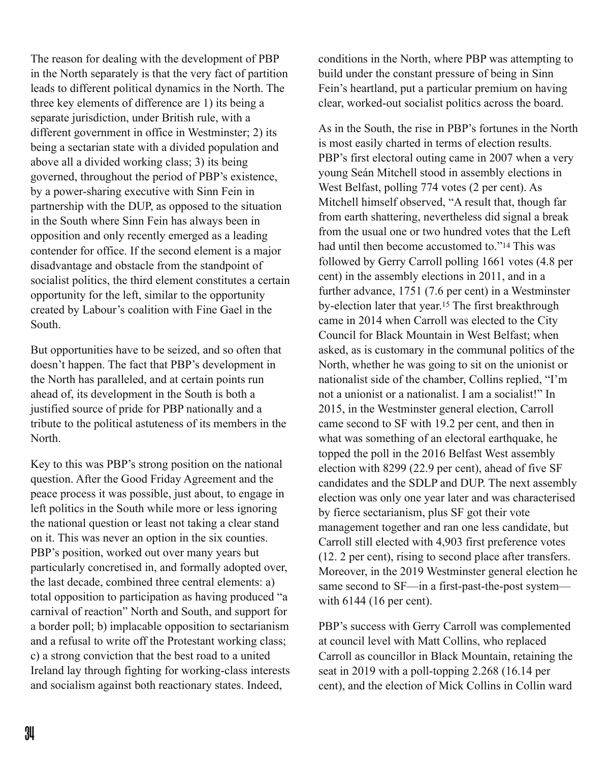The reason for dealing with the development of PBP in the North separately is that the very fact of partition leads to different political dynamics in the North. The three key elements of difference are 1) its being a separate jurisdiction, under British rule, with a different government in office in Westminster; 2) its being a sectarian state with a divided population and above all a divided working class; 3) its being governed, throughout the period of PBP's existence, by a power-sharing executive with Sinn Fein in partnership with the DUP, as opposed to the situation in the South where Sinn Fein has always been in opposition and only recently emerged as a leading contender for office. If the second element is a major disadvantage and obstacle from the standpoint of socialist politics, the third element constitutes a certain opportunity for the left, similar to the opportunity created by Labour's coalition with Fine Gael in the South.

But opportunities have to be seized, and so often that doesn't happen. The fact that PBP's development in the North has paralleled, and at certain points run ahead of, its development in the South is both a justified source of pride for PBP nationally and a tribute to the political astuteness of its members in the North.

Key to this was PBP's strong position on the national question. After the Good Friday Agreement and the peace process it was possible, just about, to engage in left politics in the South while more or less ignoring the national question or least not taking a clear stand on it. This was never an option in the six counties. PBP's position, worked out over many years but particularly concretised in, and formally adopted over, the last decade, combined three central elements: a) total opposition to participation as having produced "a carnival of reaction" North and South, and support for a border poll; b) implacable opposition to sectarianism and a refusal to write off the Protestant working class; c) a strong conviction that the best road to a united Ireland lay through fighting for working-class interests and socialism against both reactionary states. Indeed, conditions in the North, where PBP was attempting to build under the constant pressure of being in Sinn Fein's heartland, put a particular premium on having clear, worked-out socialist politics across the board.

As in the South, the rise in PBP's fortunes in the North is most easily charted in terms of election results. PBP's first electoral outing came in 2007 when a very young Seán Mitchell stood in assembly elections in West Belfast, polling 774 votes (2 per cent). As Mitchell himself observed, "A result that, though far from earth shattering, nevertheless did signal a break from the usual one or two hundred votes that the Left had until then become accustomed to."[14] This was followed by Gerry Carroll polling 1661 votes (4.8 per cent) in the assembly elections in 2011, and in a further advance, 1751 (7.6 per cent) in a Westminster by-election later that year.[15] The first breakthrough came in 2014 when Carroll was elected to the City Council for Black Mountain in West Belfast; when asked, as is customary in the communal politics of the North, whether he was going to sit on the unionist or nationalist side of the chamber, Collins replied, "I'm not a unionist or a nationalist. I am a socialist!" In 2015, in the Westminster general election, Carroll came second to SF with 19.2 per cent, and then in what was something of an electoral earthquake, he topped the poll in the 2016 Belfast West assembly election with 8299 (22.9 per cent), ahead of five SF candidates and the SDLP and DUP. The next assembly election was only one year later and was characterised by fierce sectarianism, plus SF got their vote management together and ran one less candidate, but Carroll still elected with 4,903 first preference votes (12. 2 per cent), rising to second place after transfers. Moreover, in the 2019 Westminster general election he same second to SF—in a first-past-the-post system—with 6144 (16 per cent).

PBP's success with Gerry Carroll was complemented at council level with Matt Collins, who replaced Carroll as councillor in Black Mountain, retaining the seat in 2019 with a poll-topping 2.268 (16.14 per cent), and the election of Mick Collins in Collin ward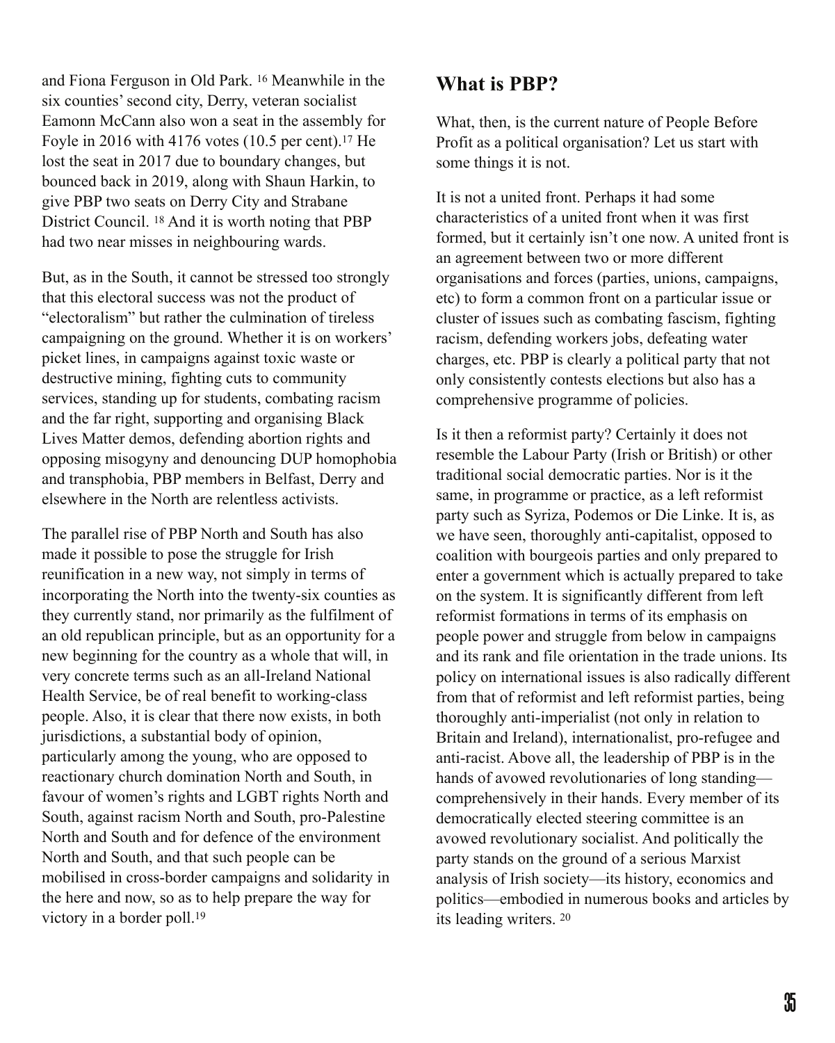and Fiona Ferguson in Old Park. [16] Meanwhile in the six counties' second city, Derry, veteran socialist Eamonn McCann also won a seat in the assembly for Foyle in 2016 with 4176 votes (10.5 per cent).[17] He lost the seat in 2017 due to boundary changes, but bounced back in 2019, along with Shaun Harkin, to give PBP two seats on Derry City and Strabane District Council. [18] And it is worth noting that PBP had two near misses in neighbouring wards.

But, as in the South, it cannot be stressed too strongly that this electoral success was not the product of "electoralism" but rather the culmination of tireless campaigning on the ground. Whether it is on workers' picket lines, in campaigns against toxic waste or destructive mining, fighting cuts to community services, standing up for students, combating racism and the far right, supporting and organising Black Lives Matter demos, defending abortion rights and opposing misogyny and denouncing DUP homophobia and transphobia, PBP members in Belfast, Derry and elsewhere in the North are relentless activists.

The parallel rise of PBP North and South has also made it possible to pose the struggle for Irish reunification in a new way, not simply in terms of incorporating the North into the twenty-six counties as they currently stand, nor primarily as the fulfilment of an old republican principle, but as an opportunity for a new beginning for the country as a whole that will, in very concrete terms such as an all-Ireland National Health Service, be of real benefit to working-class people. Also, it is clear that there now exists, in both jurisdictions, a substantial body of opinion, particularly among the young, who are opposed to reactionary church domination North and South, in favour of women's rights and LGBT rights North and South, against racism North and South, pro-Palestine North and South and for defence of the environment North and South, and that such people can be mobilised in cross-border campaigns and solidarity in the here and now, so as to help prepare the way for victory in a border poll.[19]

## What is PBP?

What, then, is the current nature of People Before Profit as a political organisation? Let us start with some things it is not.

It is not a united front. Perhaps it had some characteristics of a united front when it was first formed, but it certainly isn't one now. A united front is an agreement between two or more different organisations and forces (parties, unions, campaigns, etc) to form a common front on a particular issue or cluster of issues such as combating fascism, fighting racism, defending workers jobs, defeating water charges, etc. PBP is clearly a political party that not only consistently contests elections but also has a comprehensive programme of policies.

Is it then a reformist party? Certainly it does not resemble the Labour Party (Irish or British) or other traditional social democratic parties. Nor is it the same, in programme or practice, as a left reformist party such as Syriza, Podemos or Die Linke. It is, as we have seen, thoroughly anti-capitalist, opposed to coalition with bourgeois parties and only prepared to enter a government which is actually prepared to take on the system. It is significantly different from left reformist formations in terms of its emphasis on people power and struggle from below in campaigns and its rank and file orientation in the trade unions. Its policy on international issues is also radically different from that of reformist and left reformist parties, being thoroughly anti-imperialist (not only in relation to Britain and Ireland), internationalist, pro-refugee and anti-racist. Above all, the leadership of PBP is in the hands of avowed revolutionaries of long standing—comprehensively in their hands. Every member of its democratically elected steering committee is an avowed revolutionary socialist. And politically the party stands on the ground of a serious Marxist analysis of Irish society—its history, economics and politics—embodied in numerous books and articles by its leading writers. [20]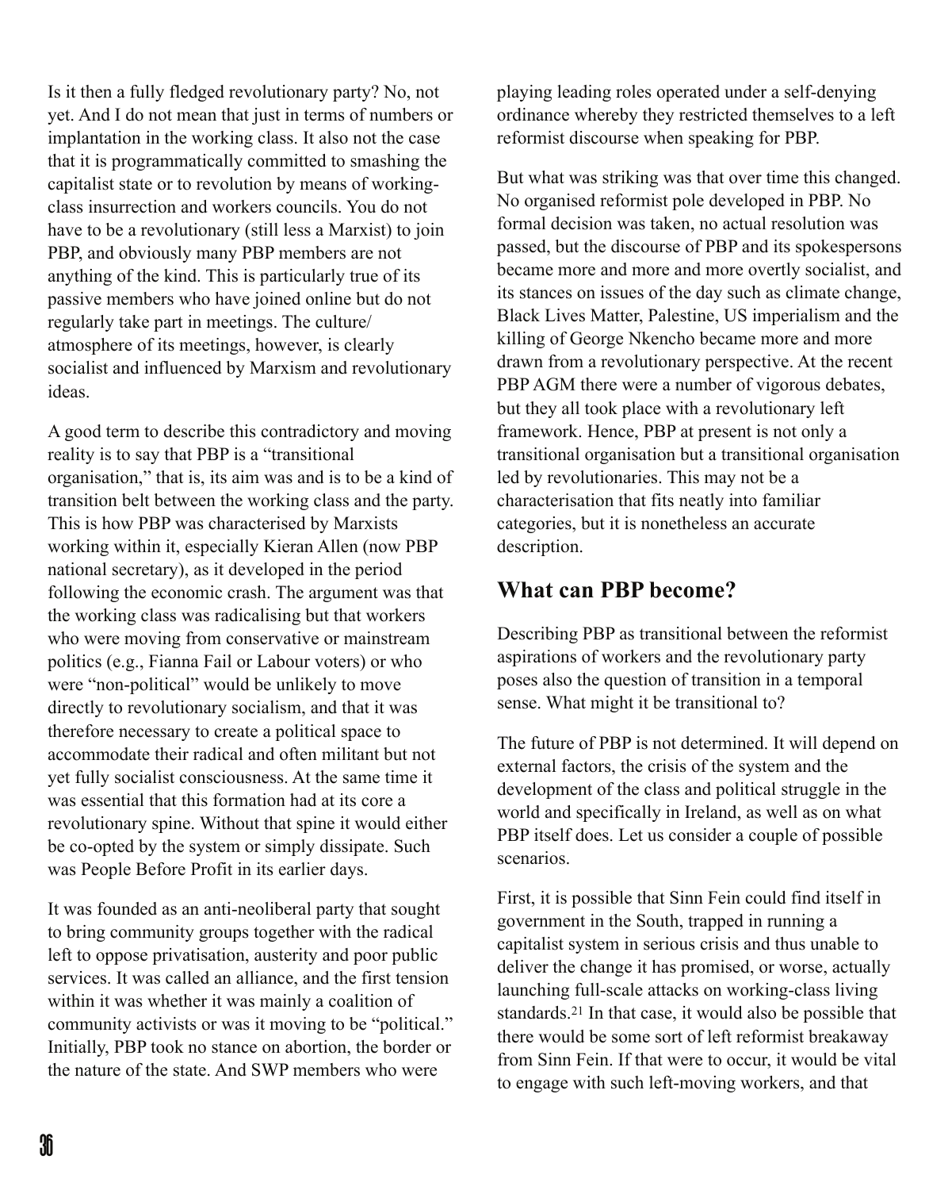Is it then a fully fledged revolutionary party? No, not yet. And I do not mean that just in terms of numbers or implantation in the working class. It also not the case that it is programmatically committed to smashing the capitalist state or to revolution by means of working-class insurrection and workers councils. You do not have to be a revolutionary (still less a Marxist) to join PBP, and obviously many PBP members are not anything of the kind. This is particularly true of its passive members who have joined online but do not regularly take part in meetings. The culture/ atmosphere of its meetings, however, is clearly socialist and influenced by Marxism and revolutionary ideas.

A good term to describe this contradictory and moving reality is to say that PBP is a "transitional organisation," that is, its aim was and is to be a kind of transition belt between the working class and the party. This is how PBP was characterised by Marxists working within it, especially Kieran Allen (now PBP national secretary), as it developed in the period following the economic crash. The argument was that the working class was radicalising but that workers who were moving from conservative or mainstream politics (e.g., Fianna Fail or Labour voters) or who were "non-political" would be unlikely to move directly to revolutionary socialism, and that it was therefore necessary to create a political space to accommodate their radical and often militant but not yet fully socialist consciousness. At the same time it was essential that this formation had at its core a revolutionary spine. Without that spine it would either be co-opted by the system or simply dissipate. Such was People Before Profit in its earlier days.

It was founded as an anti-neoliberal party that sought to bring community groups together with the radical left to oppose privatisation, austerity and poor public services. It was called an alliance, and the first tension within it was whether it was mainly a coalition of community activists or was it moving to be "political." Initially, PBP took no stance on abortion, the border or the nature of the state. And SWP members who were playing leading roles operated under a self-denying ordinance whereby they restricted themselves to a left reformist discourse when speaking for PBP.

But what was striking was that over time this changed. No organised reformist pole developed in PBP. No formal decision was taken, no actual resolution was passed, but the discourse of PBP and its spokespersons became more and more and more overtly socialist, and its stances on issues of the day such as climate change, Black Lives Matter, Palestine, US imperialism and the killing of George Nkencho became more and more drawn from a revolutionary perspective. At the recent PBP AGM there were a number of vigorous debates, but they all took place with a revolutionary left framework. Hence, PBP at present is not only a transitional organisation but a transitional organisation led by revolutionaries. This may not be a characterisation that fits neatly into familiar categories, but it is nonetheless an accurate description.

## What can PBP become?

Describing PBP as transitional between the reformist aspirations of workers and the revolutionary party poses also the question of transition in a temporal sense. What might it be transitional to?

The future of PBP is not determined. It will depend on external factors, the crisis of the system and the development of the class and political struggle in the world and specifically in Ireland, as well as on what PBP itself does. Let us consider a couple of possible scenarios.

First, it is possible that Sinn Fein could find itself in government in the South, trapped in running a capitalist system in serious crisis and thus unable to deliver the change it has promised, or worse, actually launching full-scale attacks on working-class living standards.[21] In that case, it would also be possible that there would be some sort of left reformist breakaway from Sinn Fein. If that were to occur, it would be vital to engage with such left-moving workers, and that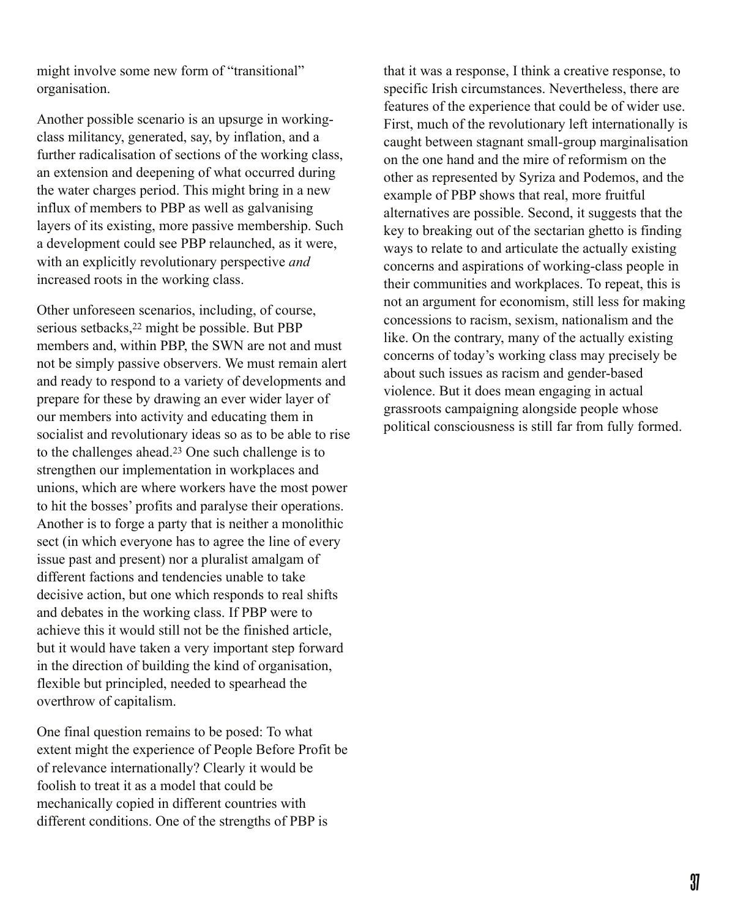might involve some new form of "transitional" organisation.

Another possible scenario is an upsurge in working-class militancy, generated, say, by inflation, and a further radicalisation of sections of the working class, an extension and deepening of what occurred during the water charges period. This might bring in a new influx of members to PBP as well as galvanising layers of its existing, more passive membership. Such a development could see PBP relaunched, as it were, with an explicitly revolutionary perspective *and* increased roots in the working class.

Other unforeseen scenarios, including, of course, serious setbacks,[22] might be possible. But PBP members and, within PBP, the SWN are not and must not be simply passive observers. We must remain alert and ready to respond to a variety of developments and prepare for these by drawing an ever wider layer of our members into activity and educating them in socialist and revolutionary ideas so as to be able to rise to the challenges ahead.[23] One such challenge is to strengthen our implementation in workplaces and unions, which are where workers have the most power to hit the bosses' profits and paralyse their operations. Another is to forge a party that is neither a monolithic sect (in which everyone has to agree the line of every issue past and present) nor a pluralist amalgam of different factions and tendencies unable to take decisive action, but one which responds to real shifts and debates in the working class. If PBP were to achieve this it would still not be the finished article, but it would have taken a very important step forward in the direction of building the kind of organisation, flexible but principled, needed to spearhead the overthrow of capitalism.

One final question remains to be posed: To what extent might the experience of People Before Profit be of relevance internationally? Clearly it would be foolish to treat it as a model that could be mechanically copied in different countries with different conditions. One of the strengths of PBP is that it was a response, I think a creative response, to specific Irish circumstances. Nevertheless, there are features of the experience that could be of wider use. First, much of the revolutionary left internationally is caught between stagnant small-group marginalisation on the one hand and the mire of reformism on the other as represented by Syriza and Podemos, and the example of PBP shows that real, more fruitful alternatives are possible. Second, it suggests that the key to breaking out of the sectarian ghetto is finding ways to relate to and articulate the actually existing concerns and aspirations of working-class people in their communities and workplaces. To repeat, this is not an argument for economism, still less for making concessions to racism, sexism, nationalism and the like. On the contrary, many of the actually existing concerns of today's working class may precisely be about such issues as racism and gender-based violence. But it does mean engaging in actual grassroots campaigning alongside people whose political consciousness is still far from fully formed.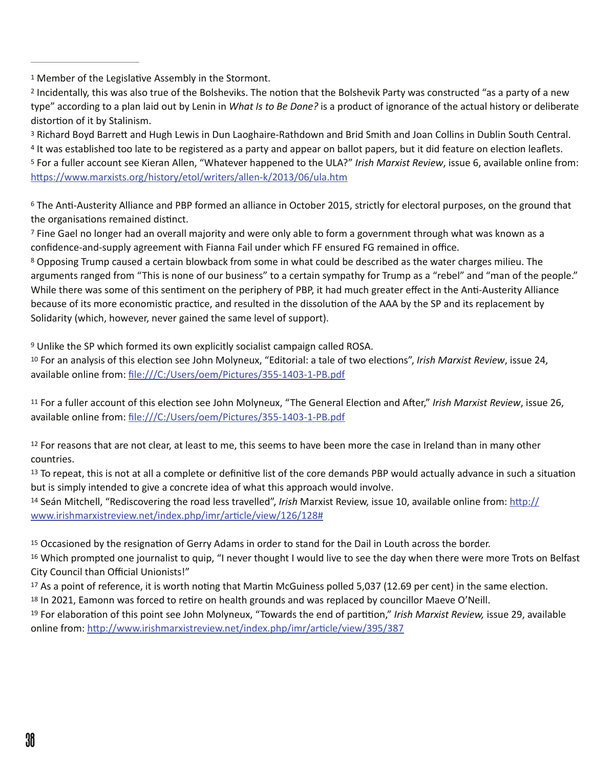[1] Member of the Legislative Assembly in the Stormont.

[2] Incidentally, this was also true of the Bolsheviks. The notion that the Bolshevik Party was constructed "as a party of a new type" according to a plan laid out by Lenin in *What Is to Be Done?* is a product of ignorance of the actual history or deliberate distortion of it by Stalinism.

[3] Richard Boyd Barrett and Hugh Lewis in Dun Laoghaire-Rathdown and Brid Smith and Joan Collins in Dublin South Central.

[4] It was established too late to be registered as a party and appear on ballot papers, but it did feature on election leaflets.

[5] For a fuller account see Kieran Allen, "Whatever happened to the ULA?" *Irish Marxist Review*, issue 6, available online from: [https://www.marxists.org/history/etol/writers/allen-k/2013/06/ula.htm](https://www.marxists.org/history/etol/writers/allen-k/2013/06/ula.htm)

[6] The Anti-Austerity Alliance and PBP formed an alliance in October 2015, strictly for electoral purposes, on the ground that the organisations remained distinct.

[7] Fine Gael no longer had an overall majority and were only able to form a government through what was known as a confidence-and-supply agreement with Fianna Fail under which FF ensured FG remained in office.

[8] Opposing Trump caused a certain blowback from some in what could be described as the water charges milieu. The arguments ranged from "This is none of our business" to a certain sympathy for Trump as a "rebel" and "man of the people." While there was some of this sentiment on the periphery of PBP, it had much greater effect in the Anti-Austerity Alliance because of its more economistic practice, and resulted in the dissolution of the AAA by the SP and its replacement by Solidarity (which, however, never gained the same level of support).

[9] Unlike the SP which formed its own explicitly socialist campaign called ROSA.

[10] For an analysis of this election see John Molyneux, "Editorial: a tale of two elections", *Irish Marxist Review*, issue 24, available online from: [file:///C:/Users/oem/Pictures/355-1403-1-PB.pdf](file:///C:/Users/oem/Pictures/355-1403-1-PB.pdf)

[11] For a fuller account of this election see John Molyneux, "The General Election and After," *Irish Marxist Review*, issue 26, available online from: [file:///C:/Users/oem/Pictures/355-1403-1-PB.pdf](file:///C:/Users/oem/Pictures/355-1403-1-PB.pdf)

[12] For reasons that are not clear, at least to me, this seems to have been more the case in Ireland than in many other countries.

[13] To repeat, this is not at all a complete or definitive list of the core demands PBP would actually advance in such a situation but is simply intended to give a concrete idea of what this approach would involve.

[14] Seán Mitchell, "Rediscovering the road less travelled", *Irish* Marxist Review, issue 10, available online from: [http://www.irishmarxistreview.net/index.php/imr/article/view/126/128#](http://www.irishmarxistreview.net/index.php/imr/article/view/126/128#)

[15] Occasioned by the resignation of Gerry Adams in order to stand for the Dail in Louth across the border.

[16] Which prompted one journalist to quip, "I never thought I would live to see the day when there were more Trots on Belfast City Council than Official Unionists!"

[17] As a point of reference, it is worth noting that Martin McGuiness polled 5,037 (12.69 per cent) in the same election.

[18] In 2021, Eamonn was forced to retire on health grounds and was replaced by councillor Maeve O'Neill.

[19] For elaboration of this point see John Molyneux, "Towards the end of partition," *Irish Marxist Review,* issue 29, available online from: [http://www.irishmarxistreview.net/index.php/imr/article/view/395/387](http://www.irishmarxistreview.net/index.php/imr/article/view/395/387)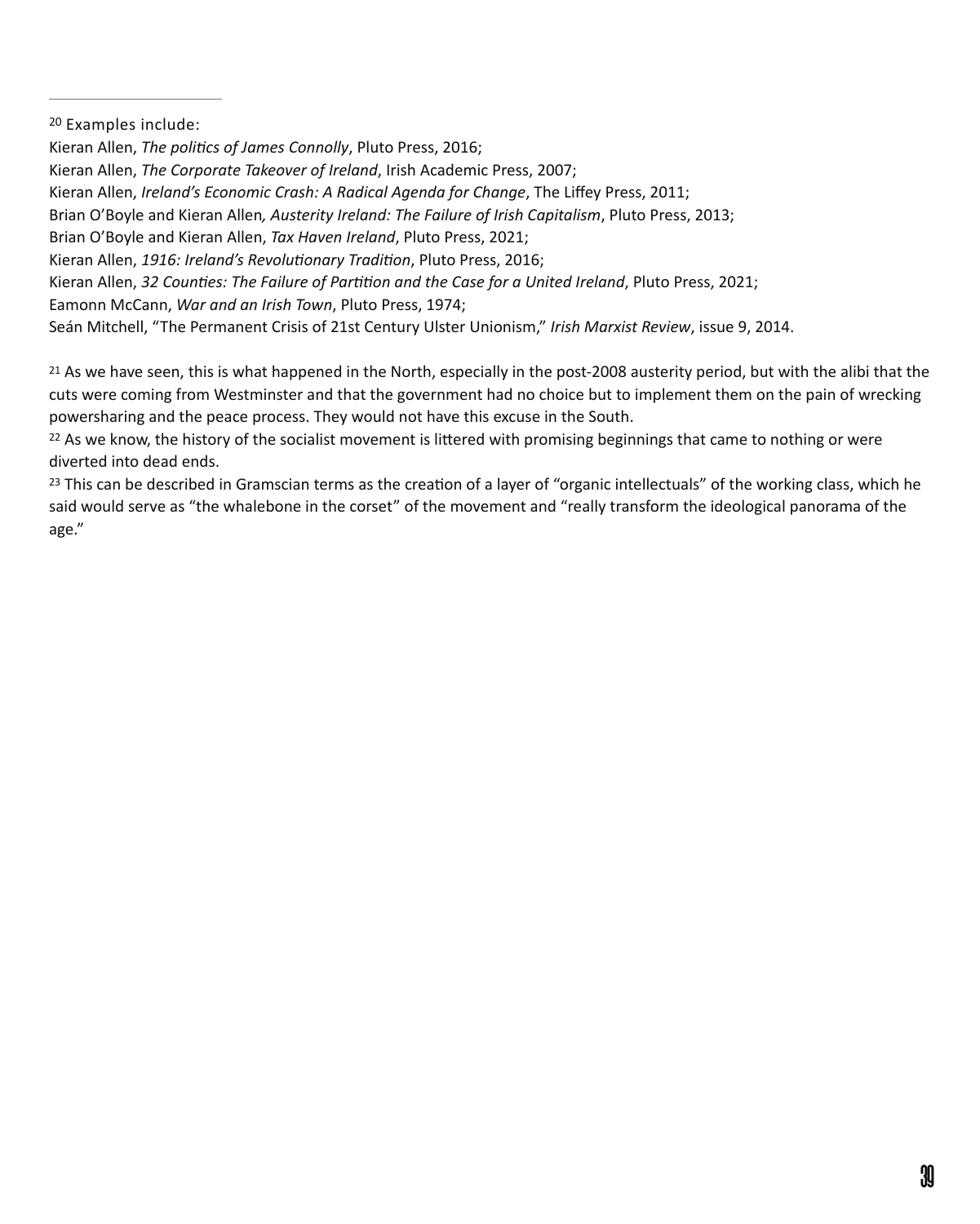[20] Examples include:

Kieran Allen, *The politics of James Connolly*, Pluto Press, 2016;
Kieran Allen, *The Corporate Takeover of Ireland*, Irish Academic Press, 2007;
Kieran Allen, *Ireland's Economic Crash: A Radical Agenda for Change*, The Liffey Press, 2011;
Brian O'Boyle and Kieran Allen*, Austerity Ireland: The Failure of Irish Capitalism*, Pluto Press, 2013;
Brian O'Boyle and Kieran Allen, *Tax Haven Ireland*, Pluto Press, 2021;
Kieran Allen, *1916: Ireland's Revolutionary Tradition*, Pluto Press, 2016;
Kieran Allen, *32 Counties: The Failure of Partition and the Case for a United Ireland*, Pluto Press, 2021;
Eamonn McCann, *War and an Irish Town*, Pluto Press, 1974;
Seán Mitchell, "The Permanent Crisis of 21st Century Ulster Unionism," *Irish Marxist Review*, issue 9, 2014.

[21] As we have seen, this is what happened in the North, especially in the post-2008 austerity period, but with the alibi that the cuts were coming from Westminster and that the government had no choice but to implement them on the pain of wrecking powersharing and the peace process. They would not have this excuse in the South.

[22] As we know, the history of the socialist movement is littered with promising beginnings that came to nothing or were diverted into dead ends.

[23] This can be described in Gramscian terms as the creation of a layer of "organic intellectuals" of the working class, which he said would serve as "the whalebone in the corset" of the movement and "really transform the ideological panorama of the age."